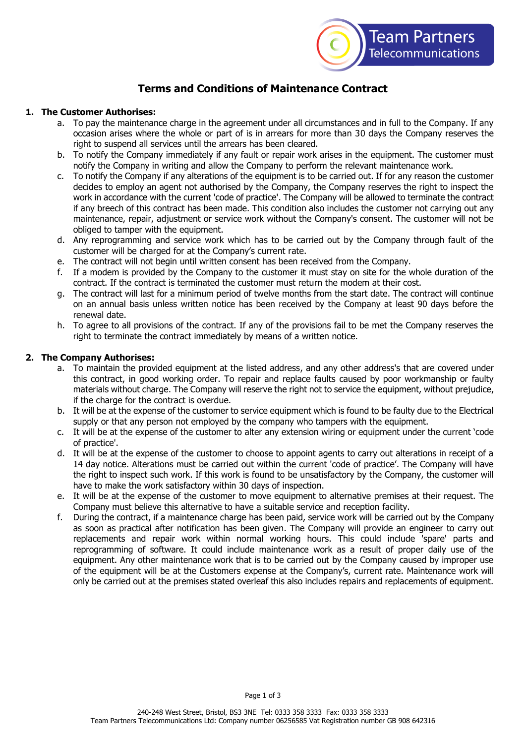Team Partners Telecommunications

# Terms and Conditions of Maintenance Contract

1. **The Customer Authorises:**
   a. To pay the maintenance charge in the agreement under all circumstances and in full to the Company. If any occasion arises where the whole or part of is in arrears for more than 30 days the Company reserves the right to suspend all services until the arrears has been cleared.
   b. To notify the Company immediately if any fault or repair work arises in the equipment. The customer must notify the Company in writing and allow the Company to perform the relevant maintenance work.
   c. To notify the Company if any alterations of the equipment is to be carried out. If for any reason the customer decides to employ an agent not authorised by the Company, the Company reserves the right to inspect the work in accordance with the current 'code of practice'. The Company will be allowed to terminate the contract if any breech of this contract has been made. This condition also includes the customer not carrying out any maintenance, repair, adjustment or service work without the Company's consent. The customer will not be obliged to tamper with the equipment.
   d. Any reprogramming and service work which has to be carried out by the Company through fault of the customer will be charged for at the Company's current rate.
   e. The contract will not begin until written consent has been received from the Company.
   f. If a modem is provided by the Company to the customer it must stay on site for the whole duration of the contract. If the contract is terminated the customer must return the modem at their cost.
   g. The contract will last for a minimum period of twelve months from the start date. The contract will continue on an annual basis unless written notice has been received by the Company at least 90 days before the renewal date.
   h. To agree to all provisions of the contract. If any of the provisions fail to be met the Company reserves the right to terminate the contract immediately by means of a written notice.

2. **The Company Authorises:**
   a. To maintain the provided equipment at the listed address, and any other address's that are covered under this contract, in good working order. To repair and replace faults caused by poor workmanship or faulty materials without charge. The Company will reserve the right not to service the equipment, without prejudice, if the charge for the contract is overdue.
   b. It will be at the expense of the customer to service equipment which is found to be faulty due to the Electrical supply or that any person not employed by the company who tampers with the equipment.
   c. It will be at the expense of the customer to alter any extension wiring or equipment under the current 'code of practice'.
   d. It will be at the expense of the customer to choose to appoint agents to carry out alterations in receipt of a 14 day notice. Alterations must be carried out within the current 'code of practice'. The Company will have the right to inspect such work. If this work is found to be unsatisfactory by the Company, the customer will have to make the work satisfactory within 30 days of inspection.
   e. It will be at the expense of the customer to move equipment to alternative premises at their request. The Company must believe this alternative to have a suitable service and reception facility.
   f. During the contract, if a maintenance charge has been paid, service work will be carried out by the Company as soon as practical after notification has been given. The Company will provide an engineer to carry out replacements and repair work within normal working hours. This could include 'spare' parts and reprogramming of software. It could include maintenance work as a result of proper daily use of the equipment. Any other maintenance work that is to be carried out by the Company caused by improper use of the equipment will be at the Customers expense at the Company's, current rate. Maintenance work will only be carried out at the premises stated overleaf this also includes repairs and replacements of equipment.

240-248 West Street, Bristol, BS3 3NE Tel: 0333 358 3333 Fax: 0333 358 3333
Team Partners Telecommunications Ltd: Company number 06256585 Vat Registration number GB 908 642316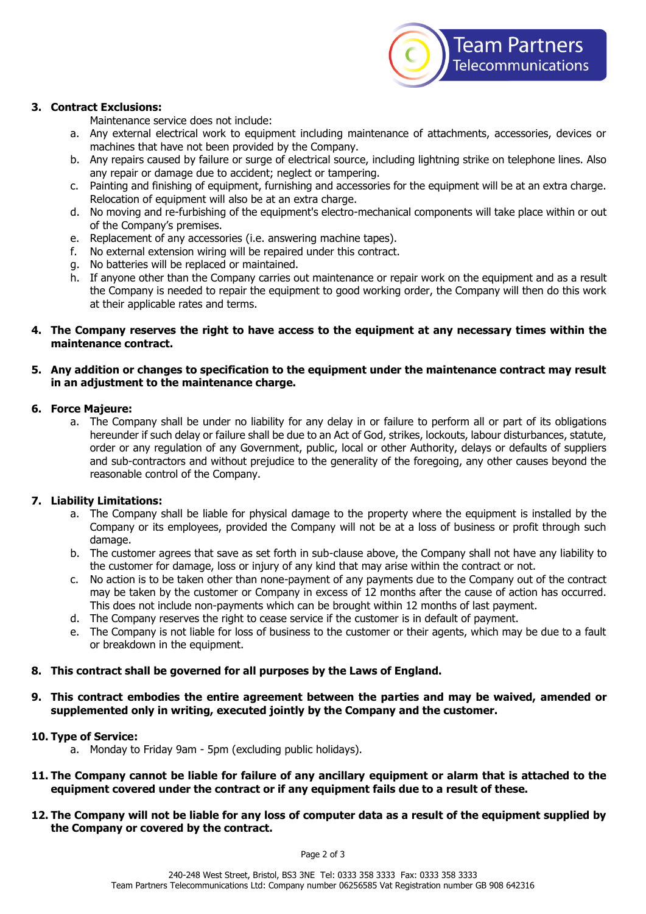**3. Contract Exclusions:**

Maintenance service does not include:

a. Any external electrical work to equipment including maintenance of attachments, accessories, devices or machines that have not been provided by the Company.
b. Any repairs caused by failure or surge of electrical source, including lightning strike on telephone lines. Also any repair or damage due to accident; neglect or tampering.
c. Painting and finishing of equipment, furnishing and accessories for the equipment will be at an extra charge. Relocation of equipment will also be at an extra charge.
d. No moving and re-furbishing of the equipment's electro-mechanical components will take place within or out of the Company's premises.
e. Replacement of any accessories (i.e. answering machine tapes).
f. No external extension wiring will be repaired under this contract.
g. No batteries will be replaced or maintained.
h. If anyone other than the Company carries out maintenance or repair work on the equipment and as a result the Company is needed to repair the equipment to good working order, the Company will then do this work at their applicable rates and terms.

**4. The Company reserves the right to have access to the equipment at any necessary times within the maintenance contract.**

**5. Any addition or changes to specification to the equipment under the maintenance contract may result in an adjustment to the maintenance charge.**

**6. Force Majeure:**

a. The Company shall be under no liability for any delay in or failure to perform all or part of its obligations hereunder if such delay or failure shall be due to an Act of God, strikes, lockouts, labour disturbances, statute, order or any regulation of any Government, public, local or other Authority, delays or defaults of suppliers and sub-contractors and without prejudice to the generality of the foregoing, any other causes beyond the reasonable control of the Company.

**7. Liability Limitations:**

a. The Company shall be liable for physical damage to the property where the equipment is installed by the Company or its employees, provided the Company will not be at a loss of business or profit through such damage.
b. The customer agrees that save as set forth in sub-clause above, the Company shall not have any liability to the customer for damage, loss or injury of any kind that may arise within the contract or not.
c. No action is to be taken other than none-payment of any payments due to the Company out of the contract may be taken by the customer or Company in excess of 12 months after the cause of action has occurred. This does not include non-payments which can be brought within 12 months of last payment.
d. The Company reserves the right to cease service if the customer is in default of payment.
e. The Company is not liable for loss of business to the customer or their agents, which may be due to a fault or breakdown in the equipment.

**8. This contract shall be governed for all purposes by the Laws of England.**

**9. This contract embodies the entire agreement between the parties and may be waived, amended or supplemented only in writing, executed jointly by the Company and the customer.**

**10. Type of Service:**

a. Monday to Friday 9am - 5pm (excluding public holidays).

**11. The Company cannot be liable for failure of any ancillary equipment or alarm that is attached to the equipment covered under the contract or if any equipment fails due to a result of these.**

**12. The Company will not be liable for any loss of computer data as a result of the equipment supplied by the Company or covered by the contract.**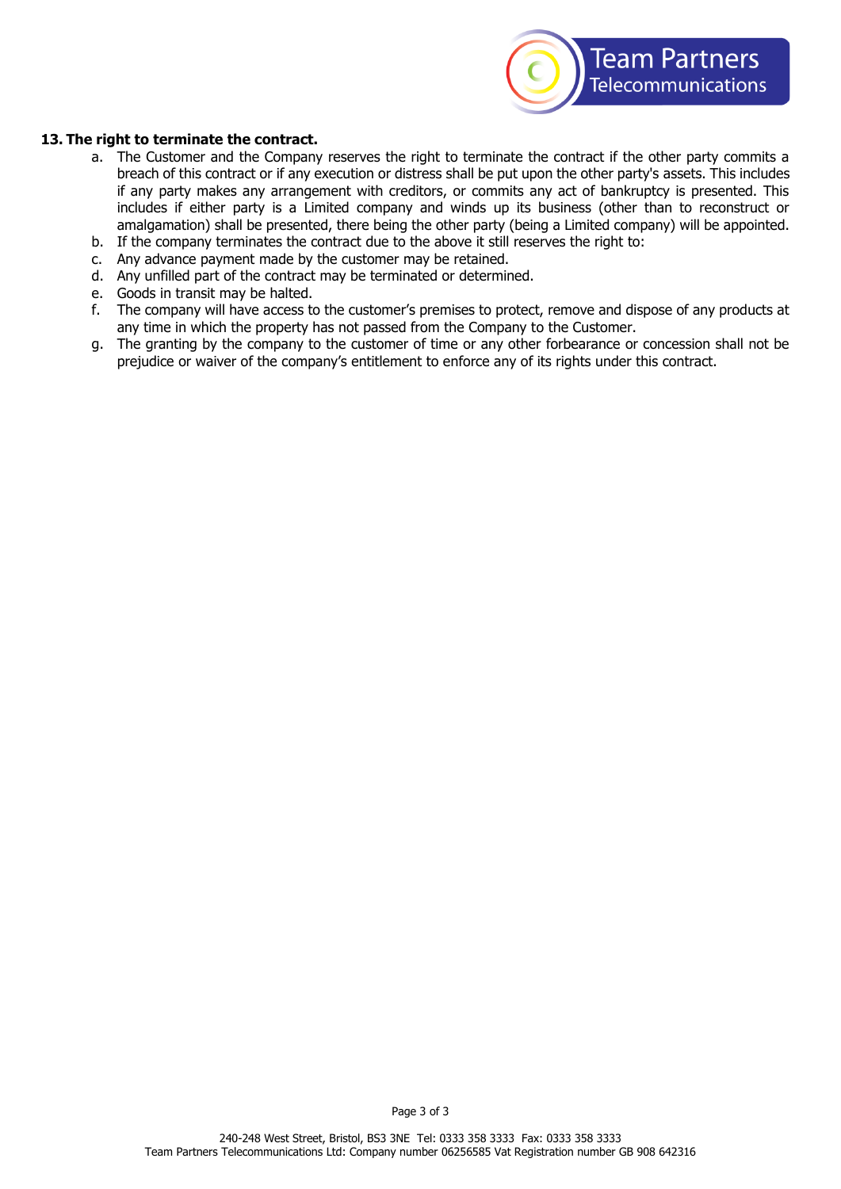## 13. The right to terminate the contract.

a. The Customer and the Company reserves the right to terminate the contract if the other party commits a breach of this contract or if any execution or distress shall be put upon the other party's assets. This includes if any party makes any arrangement with creditors, or commits any act of bankruptcy is presented. This includes if either party is a Limited company and winds up its business (other than to reconstruct or amalgamation) shall be presented, there being the other party (being a Limited company) will be appointed.
b. If the company terminates the contract due to the above it still reserves the right to:
c. Any advance payment made by the customer may be retained.
d. Any unfilled part of the contract may be terminated or determined.
e. Goods in transit may be halted.
f. The company will have access to the customer's premises to protect, remove and dispose of any products at any time in which the property has not passed from the Company to the Customer.
g. The granting by the company to the customer of time or any other forbearance or concession shall not be prejudice or waiver of the company's entitlement to enforce any of its rights under this contract.

240-248 West Street, Bristol, BS3 3NE Tel: 0333 358 3333 Fax: 0333 358 3333
Team Partners Telecommunications Ltd: Company number 06256585 Vat Registration number GB 908 642316